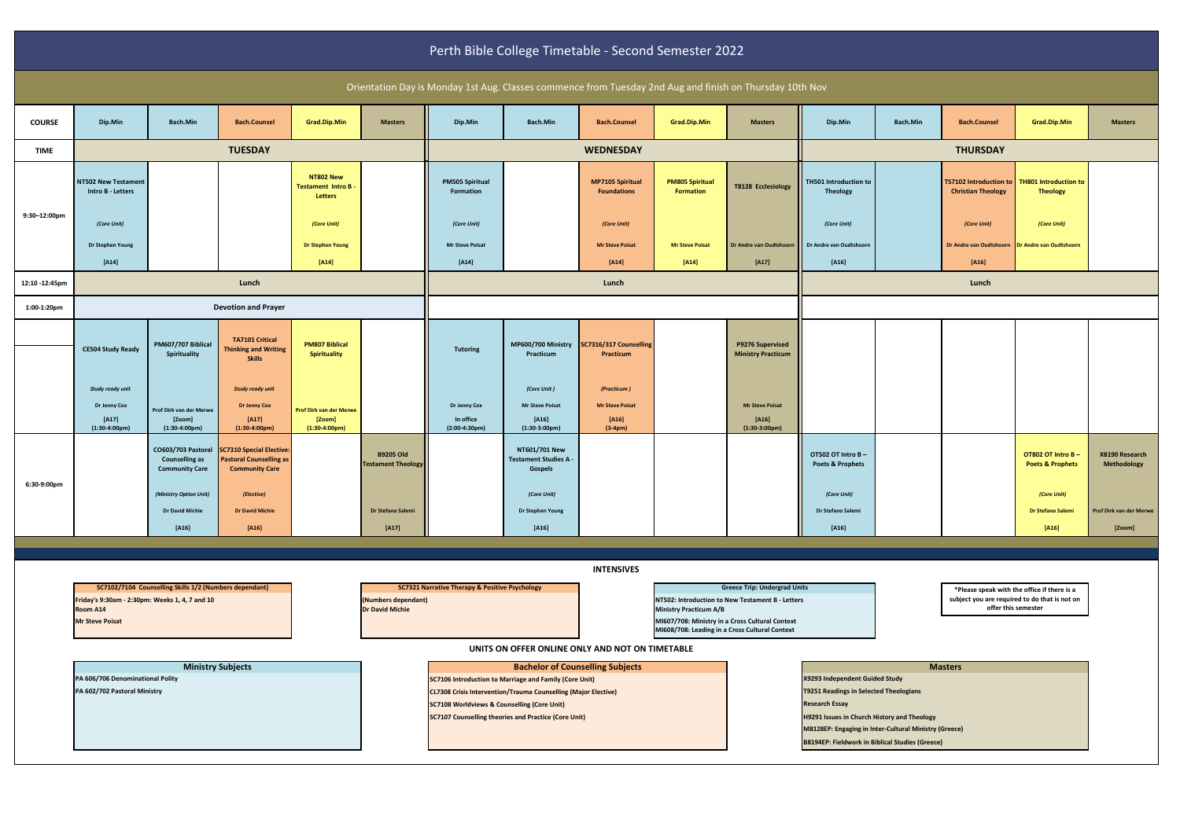# Perth Bible College Timetable - Second Semester 2022

Orientation Day is Monday 1st Aug. Classes commence from Tuesday 2nd Aug and finish on Thursday 10th Nov

| COURSE | Dip.Min | Bach.Min | Bach.Counsel | Grad.Dip.Min | Masters | Dip.Min | Bach.Min | Bach.Counsel | Grad.Dip.Min | Masters | Dip.Min | Bach.Min | Bach.Counsel | Grad.Dip.Min | Masters |
|---|---|---|---|---|---|---|---|---|---|---|---|---|---|---|---|
| TIME | TUESDAY | | | | | WEDNESDAY | | | | | THURSDAY | | | | |
| 9:30–12:00pm | NT502 New Testament Intro B - Letters (Core Unit) Dr Stephen Young [A14] | | | NT802 New Testament Intro B - Letters (Core Unit) Dr Stephen Young [A14] | | PM505 Spiritual Formation (Core Unit) Mr Steve Poisat [A14] | | MP7105 Spiritual Foundations (Core Unit) Mr Steve Poisat [A14] | PM805 Spiritual Formation Mr Steve Poisat [A14] | T8128 Ecclesiology Dr Andre van Oudtshoorn [A17] | TH501 Introduction to Theology (Core Unit) Dr Andre van Oudtshoorn [A16] | | TS7102 Introduction to Christian Theology (Core Unit) Dr Andre van Oudtshoorn [A16] | TH801 Introduction to Theology (Core Unit) Dr Andre van Oudtshoorn | |
| 12:10 -12:45pm | Lunch | | | | | Lunch | | | | | Lunch | | | | |
| 1:00-1:20pm | Devotion and Prayer | | | | | | | | | | | | | | |
| | CE504 Study Ready Study ready unit Dr Jenny Cox [A17] (1:30-4:00pm) | PM607/707 Biblical Spirituality Prof Dirk van der Merwe [Zoom] (1:30-4:00pm) | TA7101 Critical Thinking and Writing Skills Study ready unit Dr Jenny Cox [A17] (1:30-4:00pm) | PM807 Biblical Spirituality Prof Dirk van der Merwe [Zoom] (1:30-4:00pm) | | Tutoring Dr Jenny Cox In office (2:00-4:30pm) | MP600/700 Ministry Practicum (Core Unit ) Mr Steve Poisat [A16] (1:30-3:00pm) | SC7316/317 Counselling Practicum (Practicum ) Mr Steve Poisat [A16] (3-4pm) | | P9276 Supervised Ministry Practicum Mr Steve Poisat [A16] (1:30-3:00pm) | | | | | |
| 6:30-9:00pm | | CO603/703 Pastoral Counselling as Community Care (Ministry Option Unit) Dr David Michie [A16] | SC7310 Special Elective: Pastoral Counselling as Community Care (Elective) Dr David Michie [A16] | | B9205 Old Testament Theology Dr Stefano Salemi [A17] | | NT601/701 New Testament Studies A - Gospels (Core Unit) Dr Stephen Young [A16] | | | | OT502 OT Intro B – Poets & Prophets (Core Unit) Dr Stefano Salemi [A16] | | | OT802 OT Intro B – Poets & Prophets (Core Unit) Dr Stefano Salemi [A16] | X8190 Research Methodology Prof Dirk van der Merwe [Zoom] |

## INTENSIVES

**SC7102/7104 Counselling Skills 1/2 (Numbers dependant)**
**Friday's 9:30am - 2:30pm: Weeks 1, 4, 7 and 10**
**Room A14**
**Mr Steve Poisat**

**SC7321 Narrative Therapy & Positive Psychology**
**(Numbers dependant)**
**Dr David Michie**

**Greece Trip: Undergrad Units**
**NT502: Introduction to New Testament B - Letters**
**Ministry Practicum A/B**
**MI607/708: Ministry in a Cross Cultural Context**
**MI608/708: Leading in a Cross Cultural Context**

**\*Please speak with the office if there is a subject you are required to do that is not on offer this semester**

## UNITS ON OFFER ONLINE ONLY AND NOT ON TIMETABLE

**Ministry Subjects**
- PA 606/706 Denominational Polity
- PA 602/702 Pastoral Ministry

**Bachelor of Counselling Subjects**
- SC7106 Introduction to Marriage and Family (Core Unit)
- CL7308 Crisis Intervention/Trauma Counselling (Major Elective)
- SC7108 Worldviews & Counselling (Core Unit)
- SC7107 Counselling theories and Practice (Core Unit)

**Masters**
- X9293 Independent Guided Study
- T9251 Readings in Selected Theologians
- Research Essay
- H9291 Issues in Church History and Theology
- M8128EP: Engaging in Inter-Cultural Ministry (Greece)
- B8194EP: Fieldwork in Biblical Studies (Greece)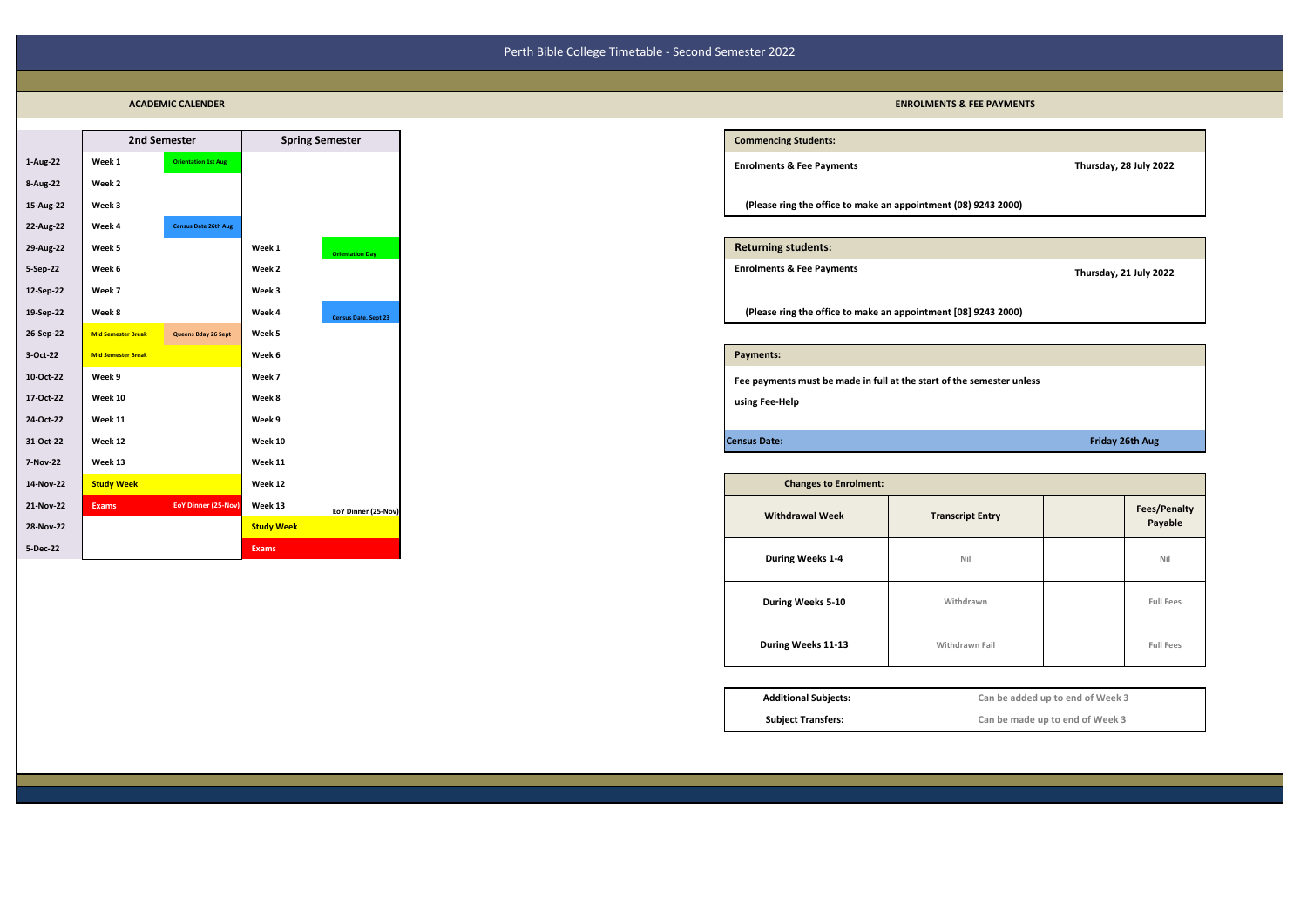# Perth Bible College Timetable - Second Semester 2022

## ACADEMIC CALENDER

| | 2nd Semester | | Spring Semester | |
|---|---|---|---|---|
| 1-Aug-22 | Week 1 | Orientation 1st Aug | | |
| 8-Aug-22 | Week 2 | | | |
| 15-Aug-22 | Week 3 | | | |
| 22-Aug-22 | Week 4 | Census Date 26th Aug | | |
| 29-Aug-22 | Week 5 | | Week 1 | Orientation Day |
| 5-Sep-22 | Week 6 | | Week 2 | |
| 12-Sep-22 | Week 7 | | Week 3 | |
| 19-Sep-22 | Week 8 | | Week 4 | Census Date, Sept 23 |
| 26-Sep-22 | Mid Semester Break | Queens Bday 26 Sept | Week 5 | |
| 3-Oct-22 | Mid Semester Break | | Week 6 | |
| 10-Oct-22 | Week 9 | | Week 7 | |
| 17-Oct-22 | Week 10 | | Week 8 | |
| 24-Oct-22 | Week 11 | | Week 9 | |
| 31-Oct-22 | Week 12 | | Week 10 | |
| 7-Nov-22 | Week 13 | | Week 11 | |
| 14-Nov-22 | Study Week | | Week 12 | |
| 21-Nov-22 | Exams | EoY Dinner (25-Nov) | Week 13 | EoY Dinner (25-Nov) |
| 28-Nov-22 | | | Study Week | |
| 5-Dec-22 | | | Exams | |

## ENROLMENTS & FEE PAYMENTS

**Commencing Students:**

**Enrolments & Fee Payments** — **Thursday, 28 July 2022**

**(Please ring the office to make an appointment (08) 9243 2000)**

**Returning students:**

**Enrolments & Fee Payments** — **Thursday, 21 July 2022**

**(Please ring the office to make an appointment [08] 9243 2000)**

**Payments:**

**Fee payments must be made in full at the start of the semester unless using Fee-Help**

**Census Date:** **Friday 26th Aug**

**Changes to Enrolment:**

| Withdrawal Week | Transcript Entry | | Fees/Penalty Payable |
|---|---|---|---|
| During Weeks 1-4 | Nil | | Nil |
| During Weeks 5-10 | Withdrawn | | Full Fees |
| During Weeks 11-13 | Withdrawn Fail | | Full Fees |

| | |
|---|---|
| **Additional Subjects:** | Can be added up to end of Week 3 |
| **Subject Transfers:** | Can be made up to end of Week 3 |